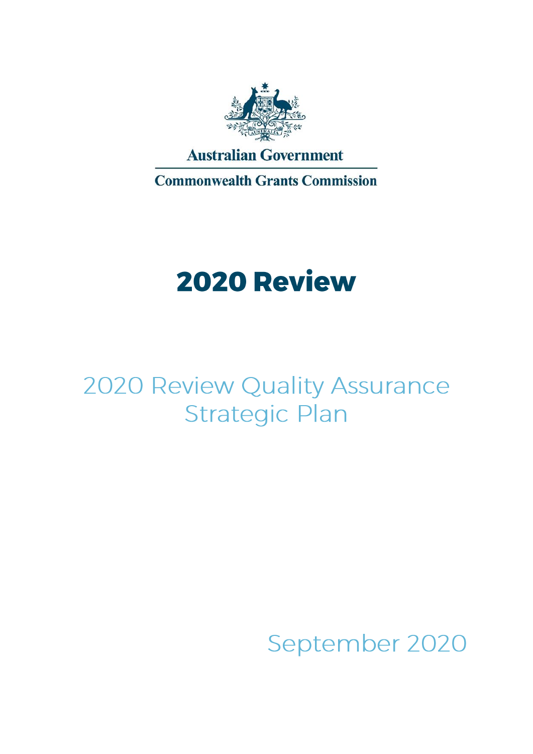Australian Government

Commonwealth Grants Commission

# 2020 Review

## 2020 Review Quality Assurance Strategic Plan

September 2020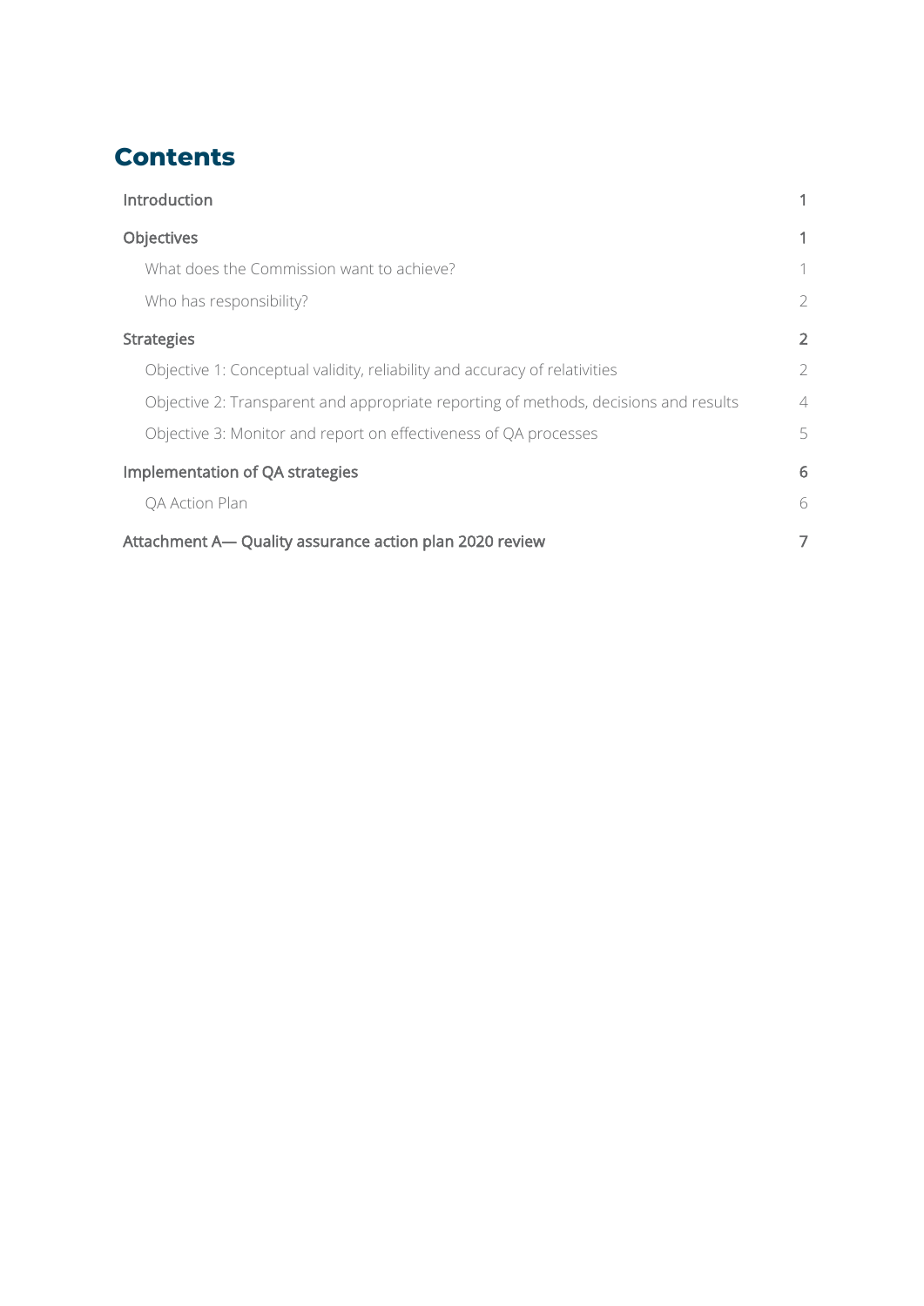# Contents

| | |
|---|---|
| Introduction | 1 |
| Objectives | 1 |
| What does the Commission want to achieve? | 1 |
| Who has responsibility? | 2 |
| Strategies | 2 |
| Objective 1: Conceptual validity, reliability and accuracy of relativities | 2 |
| Objective 2: Transparent and appropriate reporting of methods, decisions and results | 4 |
| Objective 3: Monitor and report on effectiveness of QA processes | 5 |
| Implementation of QA strategies | 6 |
| QA Action Plan | 6 |
| Attachment A— Quality assurance action plan 2020 review | 7 |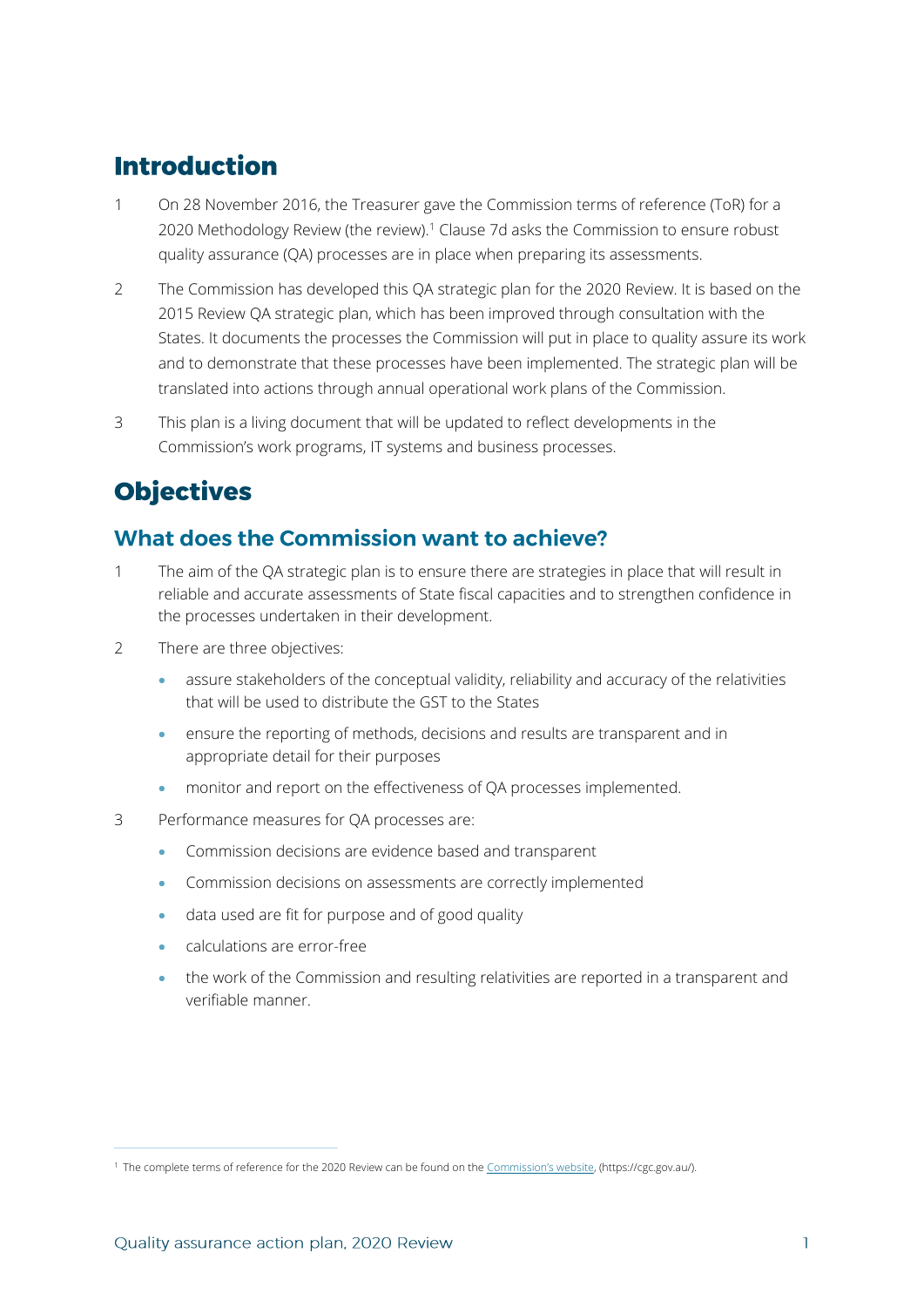# Introduction

1 On 28 November 2016, the Treasurer gave the Commission terms of reference (ToR) for a 2020 Methodology Review (the review).[1] Clause 7d asks the Commission to ensure robust quality assurance (QA) processes are in place when preparing its assessments.

2 The Commission has developed this QA strategic plan for the 2020 Review. It is based on the 2015 Review QA strategic plan, which has been improved through consultation with the States. It documents the processes the Commission will put in place to quality assure its work and to demonstrate that these processes have been implemented. The strategic plan will be translated into actions through annual operational work plans of the Commission.

3 This plan is a living document that will be updated to reflect developments in the Commission's work programs, IT systems and business processes.

# Objectives

## What does the Commission want to achieve?

1 The aim of the QA strategic plan is to ensure there are strategies in place that will result in reliable and accurate assessments of State fiscal capacities and to strengthen confidence in the processes undertaken in their development.

2 There are three objectives:

- assure stakeholders of the conceptual validity, reliability and accuracy of the relativities that will be used to distribute the GST to the States
- ensure the reporting of methods, decisions and results are transparent and in appropriate detail for their purposes
- monitor and report on the effectiveness of QA processes implemented.

3 Performance measures for QA processes are:

- Commission decisions are evidence based and transparent
- Commission decisions on assessments are correctly implemented
- data used are fit for purpose and of good quality
- calculations are error-free
- the work of the Commission and resulting relativities are reported in a transparent and verifiable manner.

[1] The complete terms of reference for the 2020 Review can be found on the Commission's website, (https://cgc.gov.au/).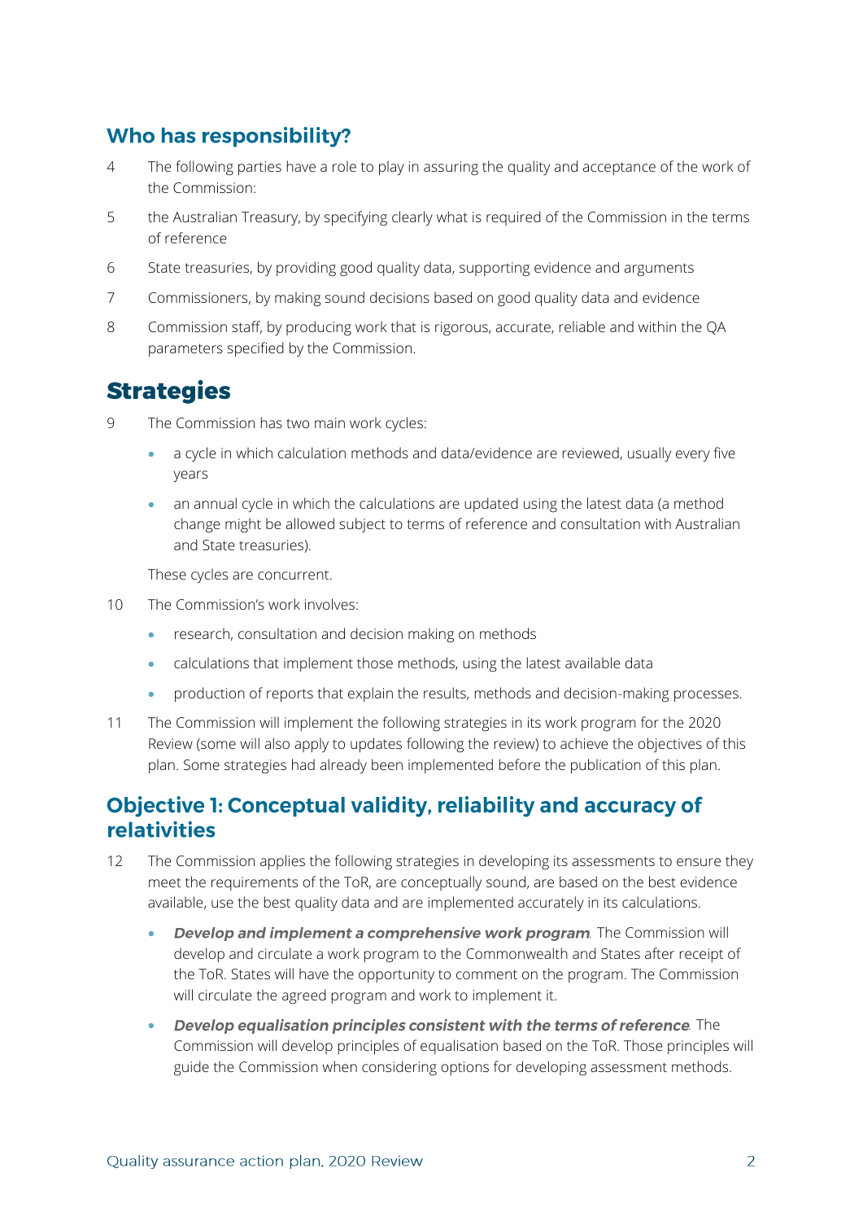## Who has responsibility?

4 The following parties have a role to play in assuring the quality and acceptance of the work of the Commission:

5 the Australian Treasury, by specifying clearly what is required of the Commission in the terms of reference

6 State treasuries, by providing good quality data, supporting evidence and arguments

7 Commissioners, by making sound decisions based on good quality data and evidence

8 Commission staff, by producing work that is rigorous, accurate, reliable and within the QA parameters specified by the Commission.

# Strategies

9 The Commission has two main work cycles:

- a cycle in which calculation methods and data/evidence are reviewed, usually every five years
- an annual cycle in which the calculations are updated using the latest data (a method change might be allowed subject to terms of reference and consultation with Australian and State treasuries).

These cycles are concurrent.

10 The Commission's work involves:

- research, consultation and decision making on methods
- calculations that implement those methods, using the latest available data
- production of reports that explain the results, methods and decision-making processes.

11 The Commission will implement the following strategies in its work program for the 2020 Review (some will also apply to updates following the review) to achieve the objectives of this plan. Some strategies had already been implemented before the publication of this plan.

## Objective 1: Conceptual validity, reliability and accuracy of relativities

12 The Commission applies the following strategies in developing its assessments to ensure they meet the requirements of the ToR, are conceptually sound, are based on the best evidence available, use the best quality data and are implemented accurately in its calculations.

- ***Develop and implement a comprehensive work program***. The Commission will develop and circulate a work program to the Commonwealth and States after receipt of the ToR. States will have the opportunity to comment on the program. The Commission will circulate the agreed program and work to implement it.
- ***Develop equalisation principles consistent with the terms of reference***. The Commission will develop principles of equalisation based on the ToR. Those principles will guide the Commission when considering options for developing assessment methods.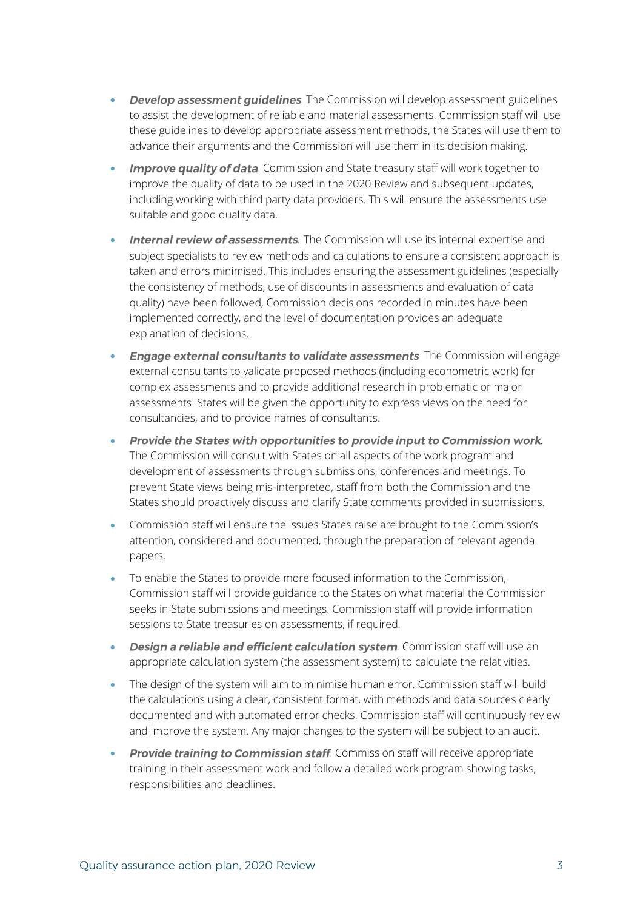- ***Develop assessment guidelines***. The Commission will develop assessment guidelines to assist the development of reliable and material assessments. Commission staff will use these guidelines to develop appropriate assessment methods, the States will use them to advance their arguments and the Commission will use them in its decision making.
- ***Improve quality of data***. Commission and State treasury staff will work together to improve the quality of data to be used in the 2020 Review and subsequent updates, including working with third party data providers. This will ensure the assessments use suitable and good quality data.
- ***Internal review of assessments***. The Commission will use its internal expertise and subject specialists to review methods and calculations to ensure a consistent approach is taken and errors minimised. This includes ensuring the assessment guidelines (especially the consistency of methods, use of discounts in assessments and evaluation of data quality) have been followed, Commission decisions recorded in minutes have been implemented correctly, and the level of documentation provides an adequate explanation of decisions.
- ***Engage external consultants to validate assessments***. The Commission will engage external consultants to validate proposed methods (including econometric work) for complex assessments and to provide additional research in problematic or major assessments. States will be given the opportunity to express views on the need for consultancies, and to provide names of consultants.
- ***Provide the States with opportunities to provide input to Commission work***. The Commission will consult with States on all aspects of the work program and development of assessments through submissions, conferences and meetings. To prevent State views being mis-interpreted, staff from both the Commission and the States should proactively discuss and clarify State comments provided in submissions.
- Commission staff will ensure the issues States raise are brought to the Commission's attention, considered and documented, through the preparation of relevant agenda papers.
- To enable the States to provide more focused information to the Commission, Commission staff will provide guidance to the States on what material the Commission seeks in State submissions and meetings. Commission staff will provide information sessions to State treasuries on assessments, if required.
- ***Design a reliable and efficient calculation system***. Commission staff will use an appropriate calculation system (the assessment system) to calculate the relativities.
- The design of the system will aim to minimise human error. Commission staff will build the calculations using a clear, consistent format, with methods and data sources clearly documented and with automated error checks. Commission staff will continuously review and improve the system. Any major changes to the system will be subject to an audit.
- ***Provide training to Commission staff***. Commission staff will receive appropriate training in their assessment work and follow a detailed work program showing tasks, responsibilities and deadlines.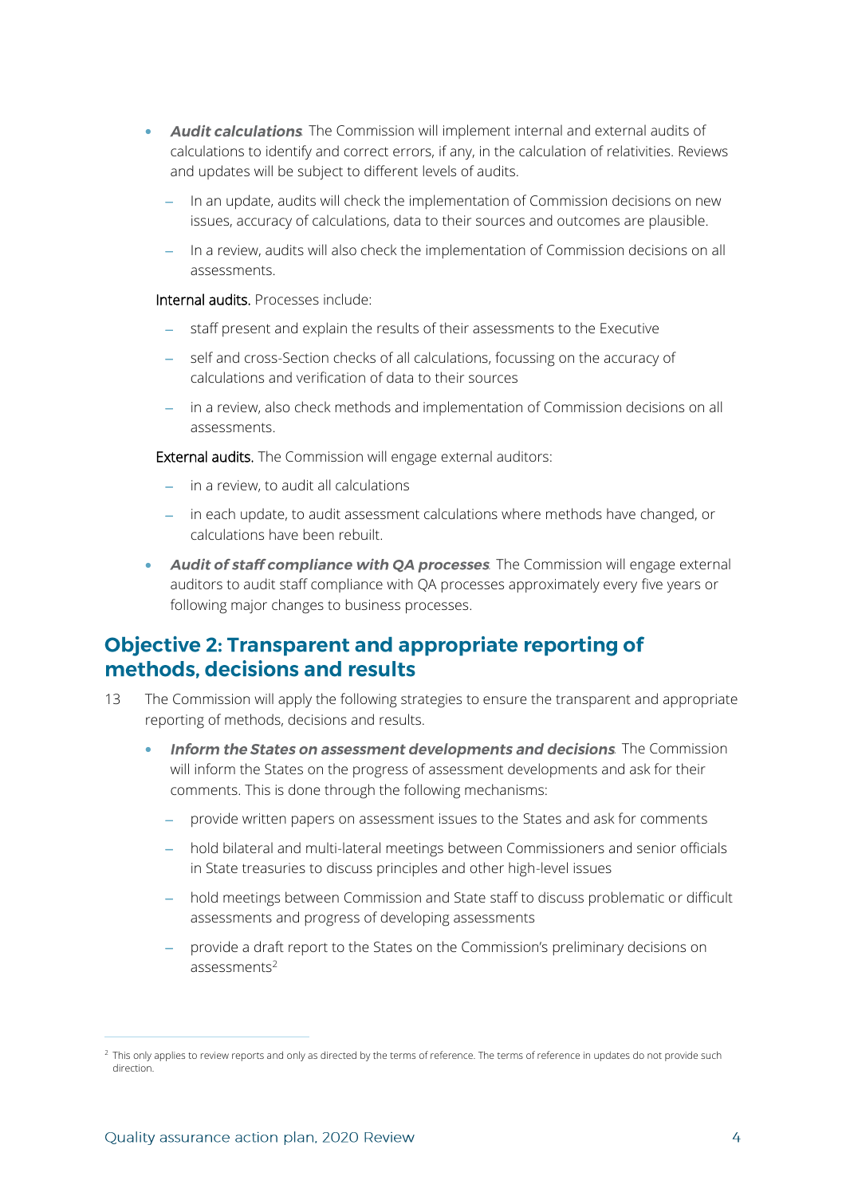- ***Audit calculations***. The Commission will implement internal and external audits of calculations to identify and correct errors, if any, in the calculation of relativities. Reviews and updates will be subject to different levels of audits.
  - In an update, audits will check the implementation of Commission decisions on new issues, accuracy of calculations, data to their sources and outcomes are plausible.
  - In a review, audits will also check the implementation of Commission decisions on all assessments.

  Internal audits. Processes include:

  - staff present and explain the results of their assessments to the Executive
  - self and cross-Section checks of all calculations, focussing on the accuracy of calculations and verification of data to their sources
  - in a review, also check methods and implementation of Commission decisions on all assessments.

  External audits. The Commission will engage external auditors:

  - in a review, to audit all calculations
  - in each update, to audit assessment calculations where methods have changed, or calculations have been rebuilt.

- ***Audit of staff compliance with QA processes***. The Commission will engage external auditors to audit staff compliance with QA processes approximately every five years or following major changes to business processes.

## Objective 2: Transparent and appropriate reporting of methods, decisions and results

13 The Commission will apply the following strategies to ensure the transparent and appropriate reporting of methods, decisions and results.

- ***Inform the States on assessment developments and decisions***. The Commission will inform the States on the progress of assessment developments and ask for their comments. This is done through the following mechanisms:
  - provide written papers on assessment issues to the States and ask for comments
  - hold bilateral and multi-lateral meetings between Commissioners and senior officials in State treasuries to discuss principles and other high-level issues
  - hold meetings between Commission and State staff to discuss problematic or difficult assessments and progress of developing assessments
  - provide a draft report to the States on the Commission's preliminary decisions on assessments[2]

[2] This only applies to review reports and only as directed by the terms of reference. The terms of reference in updates do not provide such direction.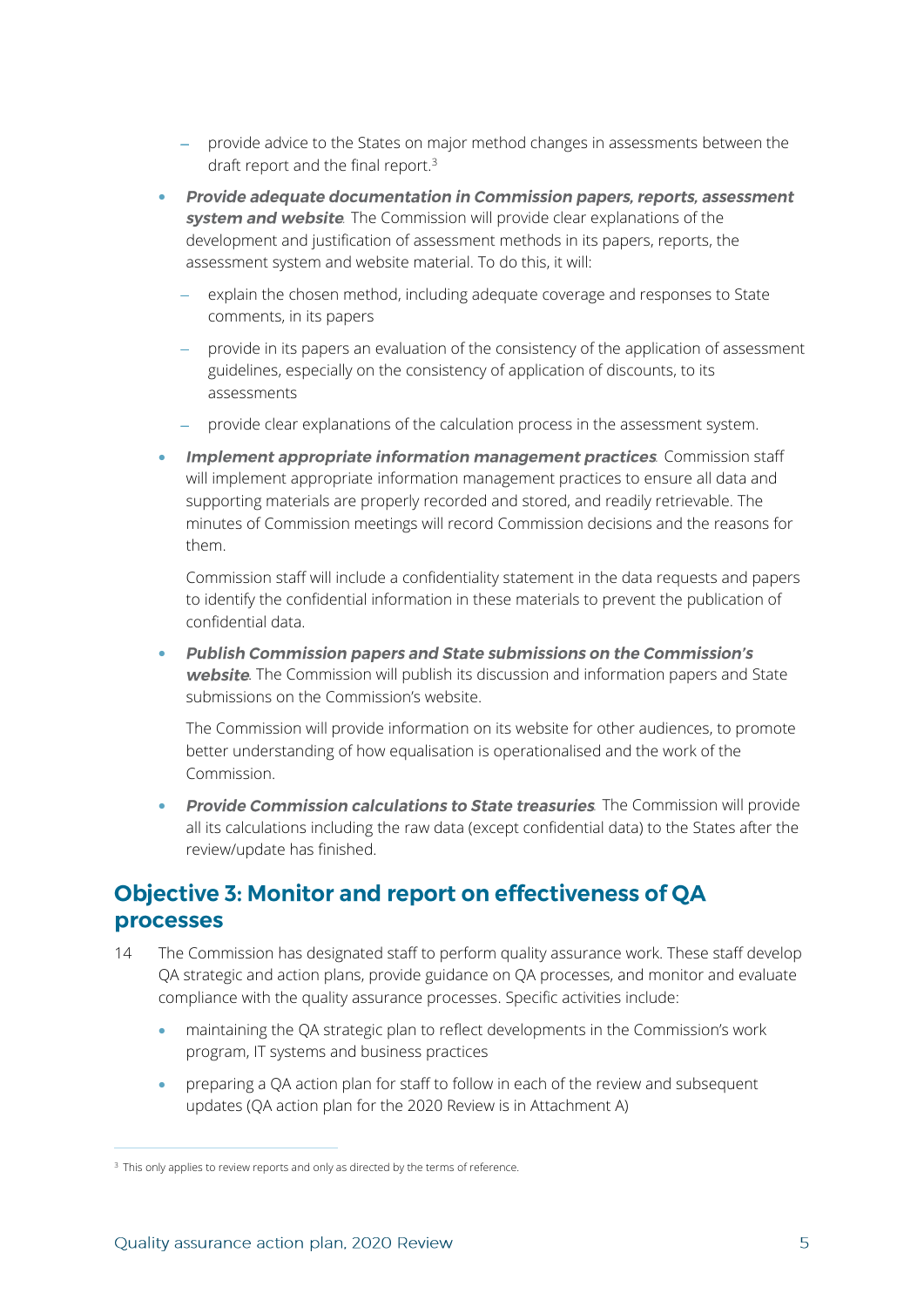- provide advice to the States on major method changes in assessments between the draft report and the final report.[3]

- ***Provide adequate documentation in Commission papers, reports, assessment system and website***. The Commission will provide clear explanations of the development and justification of assessment methods in its papers, reports, the assessment system and website material. To do this, it will:

  - explain the chosen method, including adequate coverage and responses to State comments, in its papers
  - provide in its papers an evaluation of the consistency of the application of assessment guidelines, especially on the consistency of application of discounts, to its assessments
  - provide clear explanations of the calculation process in the assessment system.

- ***Implement appropriate information management practices***. Commission staff will implement appropriate information management practices to ensure all data and supporting materials are properly recorded and stored, and readily retrievable. The minutes of Commission meetings will record Commission decisions and the reasons for them.

  Commission staff will include a confidentiality statement in the data requests and papers to identify the confidential information in these materials to prevent the publication of confidential data.

- ***Publish Commission papers and State submissions on the Commission's website***. The Commission will publish its discussion and information papers and State submissions on the Commission's website.

  The Commission will provide information on its website for other audiences, to promote better understanding of how equalisation is operationalised and the work of the Commission.

- ***Provide Commission calculations to State treasuries***. The Commission will provide all its calculations including the raw data (except confidential data) to the States after the review/update has finished.

## Objective 3: Monitor and report on effectiveness of QA processes

14 The Commission has designated staff to perform quality assurance work. These staff develop QA strategic and action plans, provide guidance on QA processes, and monitor and evaluate compliance with the quality assurance processes. Specific activities include:

- maintaining the QA strategic plan to reflect developments in the Commission's work program, IT systems and business practices
- preparing a QA action plan for staff to follow in each of the review and subsequent updates (QA action plan for the 2020 Review is in Attachment A)

[3] This only applies to review reports and only as directed by the terms of reference.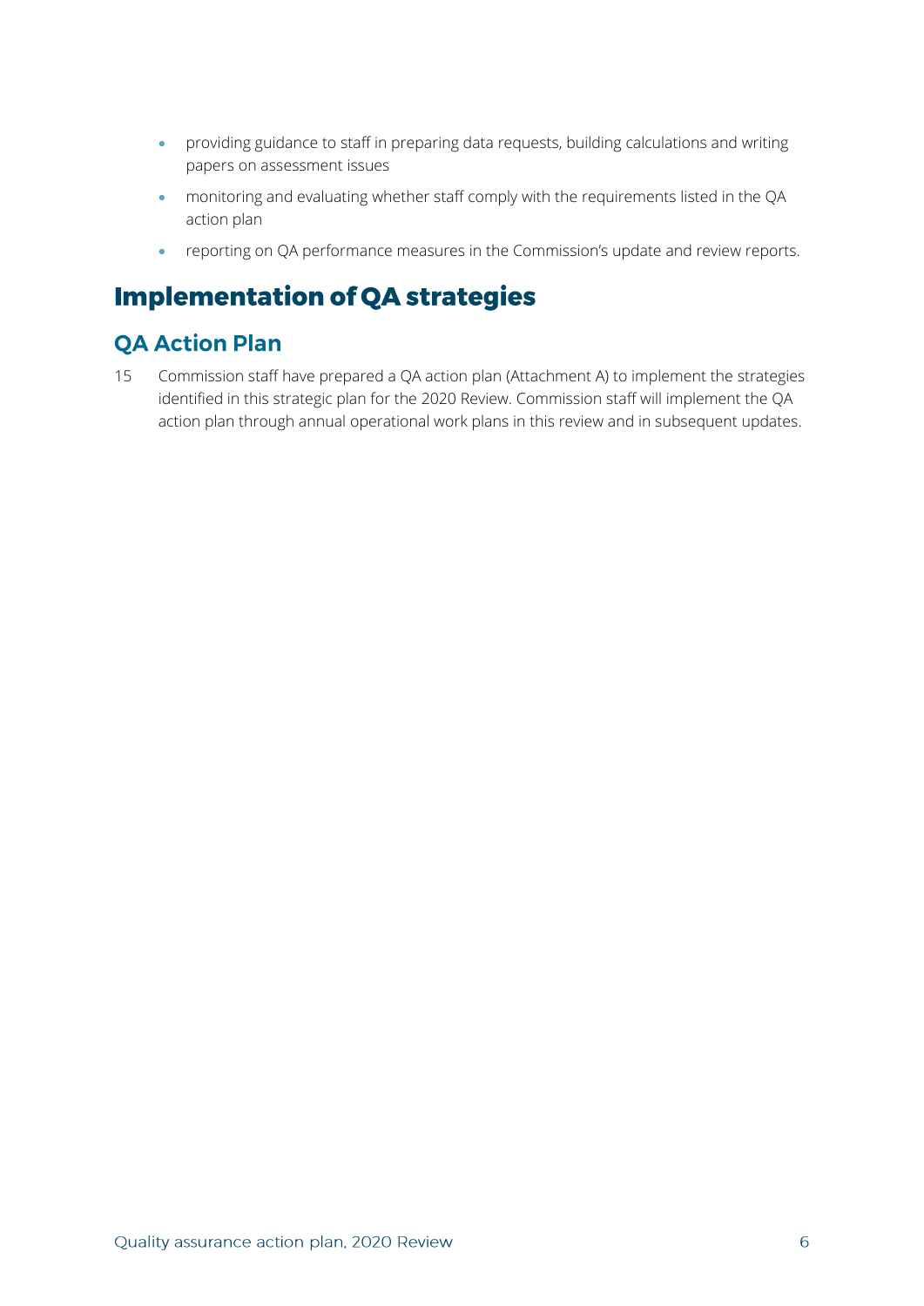- providing guidance to staff in preparing data requests, building calculations and writing papers on assessment issues
- monitoring and evaluating whether staff comply with the requirements listed in the QA action plan
- reporting on QA performance measures in the Commission's update and review reports.

# Implementation of QA strategies

## QA Action Plan

15 Commission staff have prepared a QA action plan (Attachment A) to implement the strategies identified in this strategic plan for the 2020 Review. Commission staff will implement the QA action plan through annual operational work plans in this review and in subsequent updates.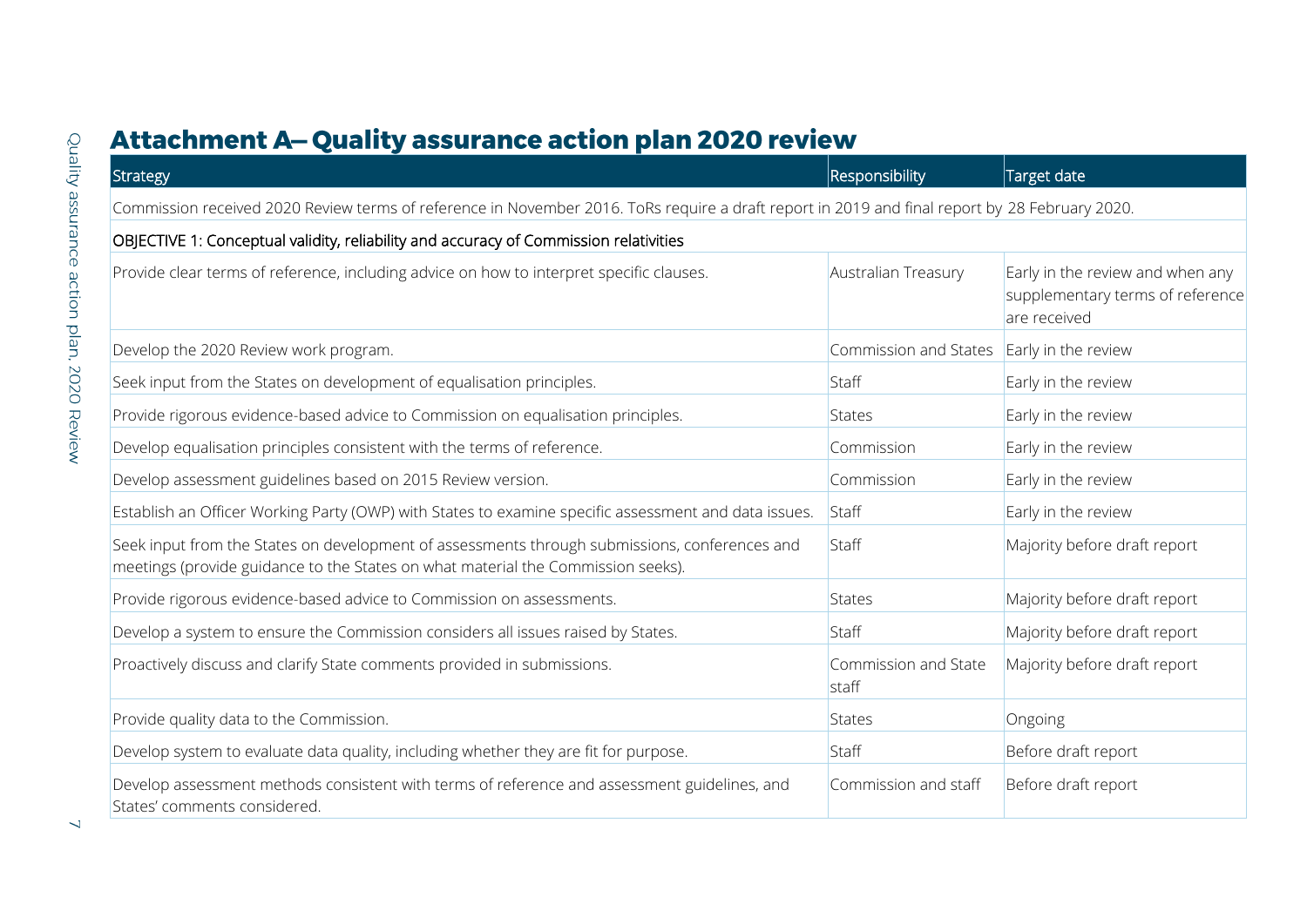## Attachment A– Quality assurance action plan 2020 review

| Strategy | Responsibility | Target date |
|---|---|---|
| Commission received 2020 Review terms of reference in November 2016. ToRs require a draft report in 2019 and final report by 28 February 2020. | | |
| OBJECTIVE 1: Conceptual validity, reliability and accuracy of Commission relativities | | |
| Provide clear terms of reference, including advice on how to interpret specific clauses. | Australian Treasury | Early in the review and when any supplementary terms of reference are received |
| Develop the 2020 Review work program. | Commission and States | Early in the review |
| Seek input from the States on development of equalisation principles. | Staff | Early in the review |
| Provide rigorous evidence-based advice to Commission on equalisation principles. | States | Early in the review |
| Develop equalisation principles consistent with the terms of reference. | Commission | Early in the review |
| Develop assessment guidelines based on 2015 Review version. | Commission | Early in the review |
| Establish an Officer Working Party (OWP) with States to examine specific assessment and data issues. | Staff | Early in the review |
| Seek input from the States on development of assessments through submissions, conferences and meetings (provide guidance to the States on what material the Commission seeks). | Staff | Majority before draft report |
| Provide rigorous evidence-based advice to Commission on assessments. | States | Majority before draft report |
| Develop a system to ensure the Commission considers all issues raised by States. | Staff | Majority before draft report |
| Proactively discuss and clarify State comments provided in submissions. | Commission and State staff | Majority before draft report |
| Provide quality data to the Commission. | States | Ongoing |
| Develop system to evaluate data quality, including whether they are fit for purpose. | Staff | Before draft report |
| Develop assessment methods consistent with terms of reference and assessment guidelines, and States' comments considered. | Commission and staff | Before draft report |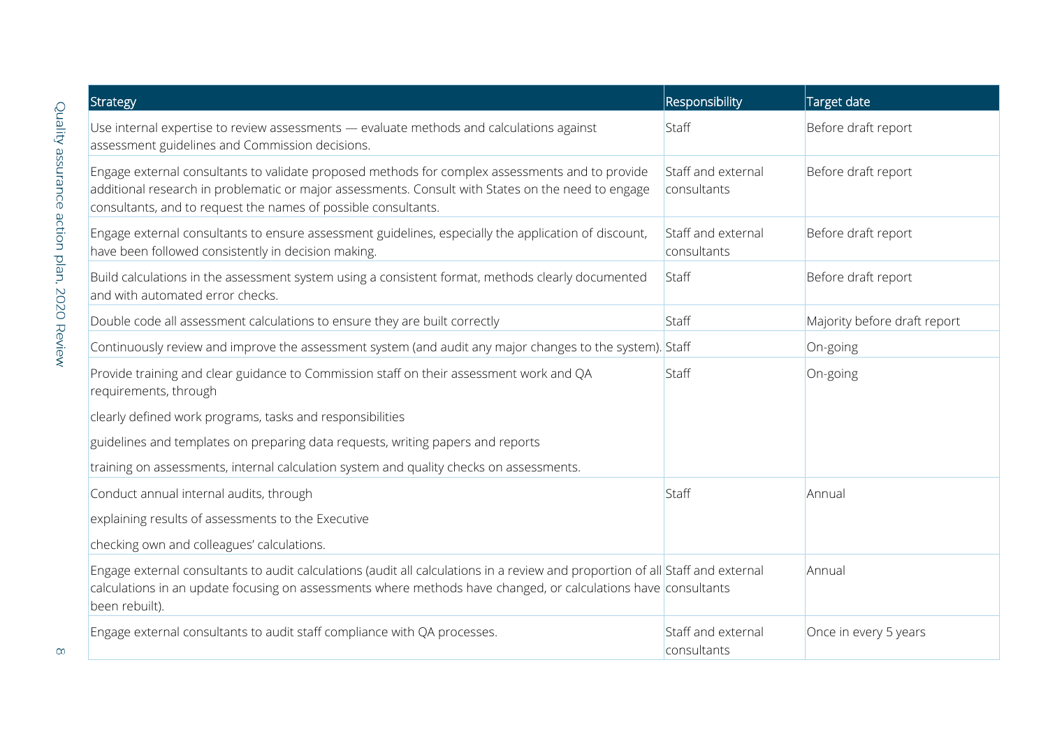| Strategy | Responsibility | Target date |
|---|---|---|
| Use internal expertise to review assessments — evaluate methods and calculations against assessment guidelines and Commission decisions. | Staff | Before draft report |
| Engage external consultants to validate proposed methods for complex assessments and to provide additional research in problematic or major assessments. Consult with States on the need to engage consultants, and to request the names of possible consultants. | Staff and external consultants | Before draft report |
| Engage external consultants to ensure assessment guidelines, especially the application of discount, have been followed consistently in decision making. | Staff and external consultants | Before draft report |
| Build calculations in the assessment system using a consistent format, methods clearly documented and with automated error checks. | Staff | Before draft report |
| Double code all assessment calculations to ensure they are built correctly | Staff | Majority before draft report |
| Continuously review and improve the assessment system (and audit any major changes to the system). | Staff | On-going |
| Provide training and clear guidance to Commission staff on their assessment work and QA requirements, through<br>clearly defined work programs, tasks and responsibilities<br>guidelines and templates on preparing data requests, writing papers and reports<br>training on assessments, internal calculation system and quality checks on assessments. | Staff | On-going |
| Conduct annual internal audits, through<br>explaining results of assessments to the Executive<br>checking own and colleagues' calculations. | Staff | Annual |
| Engage external consultants to audit calculations (audit all calculations in a review and proportion of all calculations in an update focusing on assessments where methods have changed, or calculations have been rebuilt). | Staff and external consultants | Annual |
| Engage external consultants to audit staff compliance with QA processes. | Staff and external consultants | Once in every 5 years |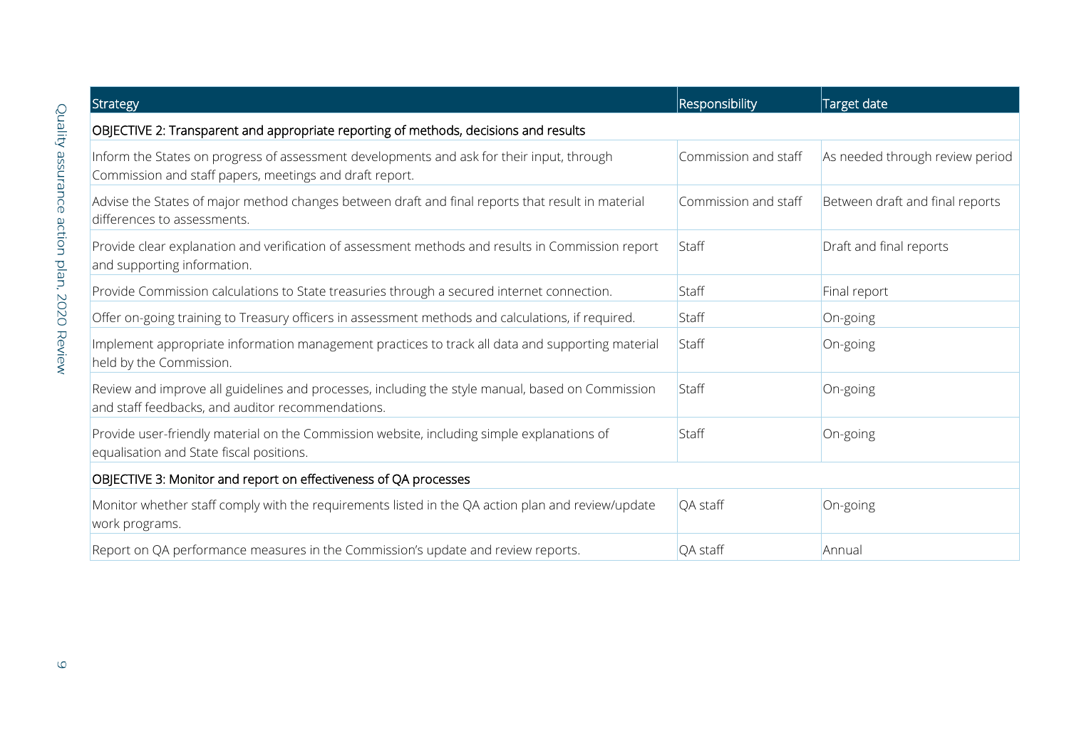| Strategy | Responsibility | Target date |
|---|---|---|
| OBJECTIVE 2: Transparent and appropriate reporting of methods, decisions and results | | |
| Inform the States on progress of assessment developments and ask for their input, through Commission and staff papers, meetings and draft report. | Commission and staff | As needed through review period |
| Advise the States of major method changes between draft and final reports that result in material differences to assessments. | Commission and staff | Between draft and final reports |
| Provide clear explanation and verification of assessment methods and results in Commission report and supporting information. | Staff | Draft and final reports |
| Provide Commission calculations to State treasuries through a secured internet connection. | Staff | Final report |
| Offer on-going training to Treasury officers in assessment methods and calculations, if required. | Staff | On-going |
| Implement appropriate information management practices to track all data and supporting material held by the Commission. | Staff | On-going |
| Review and improve all guidelines and processes, including the style manual, based on Commission and staff feedbacks, and auditor recommendations. | Staff | On-going |
| Provide user-friendly material on the Commission website, including simple explanations of equalisation and State fiscal positions. | Staff | On-going |
| OBJECTIVE 3: Monitor and report on effectiveness of QA processes | | |
| Monitor whether staff comply with the requirements listed in the QA action plan and review/update work programs. | QA staff | On-going |
| Report on QA performance measures in the Commission's update and review reports. | QA staff | Annual |